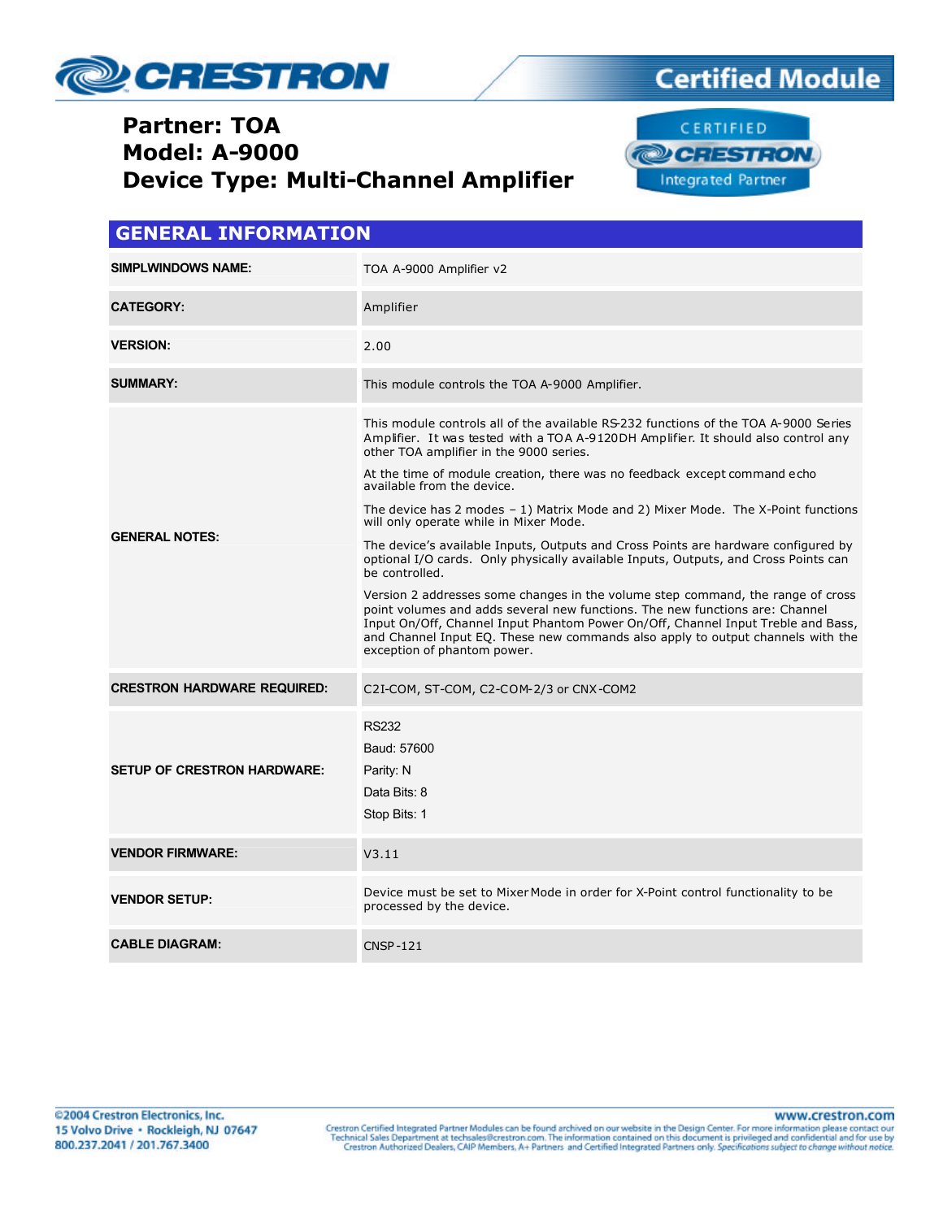Certified Module

# Partner: TOA
# Model: A-9000
# Device Type: Multi-Channel Amplifier

## GENERAL INFORMATION

| | |
|---|---|
| **SIMPLWINDOWS NAME:** | TOA A-9000 Amplifier v2 |
| **CATEGORY:** | Amplifier |
| **VERSION:** | 2.00 |
| **SUMMARY:** | This module controls the TOA A-9000 Amplifier. |
| **GENERAL NOTES:** | This module controls all of the available RS-232 functions of the TOA A-9000 Series Amplifier. It was tested with a TOA A-9120DH Amplifier. It should also control any other TOA amplifier in the 9000 series.<br><br>At the time of module creation, there was no feedback except command echo available from the device.<br><br>The device has 2 modes – 1) Matrix Mode and 2) Mixer Mode. The X-Point functions will only operate while in Mixer Mode.<br><br>The device's available Inputs, Outputs and Cross Points are hardware configured by optional I/O cards. Only physically available Inputs, Outputs, and Cross Points can be controlled.<br><br>Version 2 addresses some changes in the volume step command, the range of cross point volumes and adds several new functions. The new functions are: Channel Input On/Off, Channel Input Phantom Power On/Off, Channel Input Treble and Bass, and Channel Input EQ. These new commands also apply to output channels with the exception of phantom power. |
| **CRESTRON HARDWARE REQUIRED:** | C2I-COM, ST-COM, C2-COM-2/3 or CNX-COM2 |
| **SETUP OF CRESTRON HARDWARE:** | RS232<br>Baud: 57600<br>Parity: N<br>Data Bits: 8<br>Stop Bits: 1 |
| **VENDOR FIRMWARE:** | V3.11 |
| **VENDOR SETUP:** | Device must be set to Mixer Mode in order for X-Point control functionality to be processed by the device. |
| **CABLE DIAGRAM:** | CNSP-121 |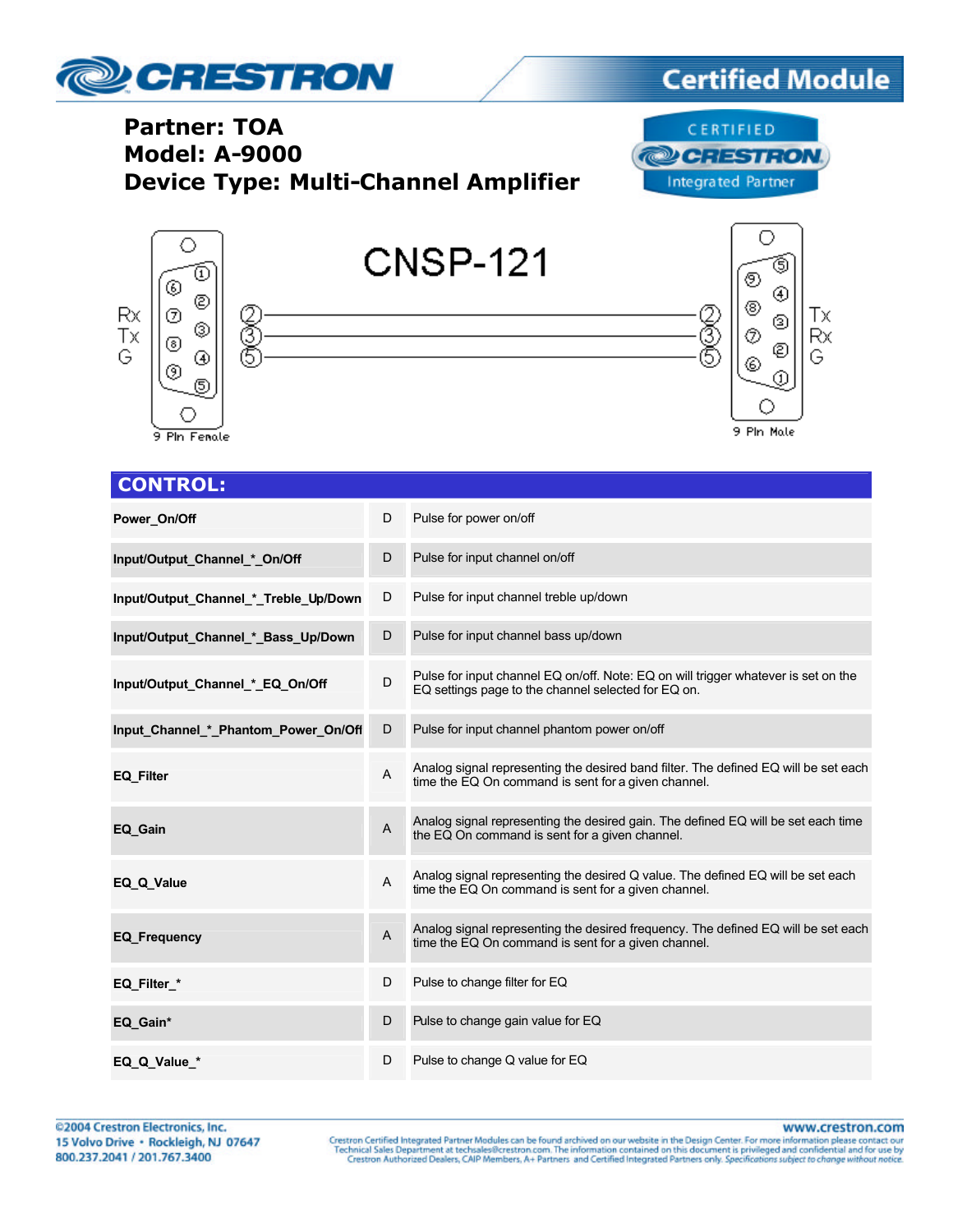**Partner: TOA**
**Model: A-9000**
**Device Type: Multi-Channel Amplifier**

CNSP-121

| 9 Pin Female | | 9 Pin Male | |
|---|---|---|---|
| Rx | 2 | 2 | Tx |
| Tx | 3 | 3 | Rx |
| G | 5 | 5 | G |

## CONTROL:

| | | |
|---|---|---|
| **Power_On/Off** | D | Pulse for power on/off |
| **Input/Output_Channel_*_On/Off** | D | Pulse for input channel on/off |
| **Input/Output_Channel_*_Treble_Up/Down** | D | Pulse for input channel treble up/down |
| **Input/Output_Channel_*_Bass_Up/Down** | D | Pulse for input channel bass up/down |
| **Input/Output_Channel_*_EQ_On/Off** | D | Pulse for input channel EQ on/off. Note: EQ on will trigger whatever is set on the EQ settings page to the channel selected for EQ on. |
| **Input_Channel_*_Phantom_Power_On/Off** | D | Pulse for input channel phantom power on/off |
| **EQ_Filter** | A | Analog signal representing the desired band filter. The defined EQ will be set each time the EQ On command is sent for a given channel. |
| **EQ_Gain** | A | Analog signal representing the desired gain. The defined EQ will be set each time the EQ On command is sent for a given channel. |
| **EQ_Q_Value** | A | Analog signal representing the desired Q value. The defined EQ will be set each time the EQ On command is sent for a given channel. |
| **EQ_Frequency** | A | Analog signal representing the desired frequency. The defined EQ will be set each time the EQ On command is sent for a given channel. |
| **EQ_Filter_*** | D | Pulse to change filter for EQ |
| **EQ_Gain*** | D | Pulse to change gain value for EQ |
| **EQ_Q_Value_*** | D | Pulse to change Q value for EQ |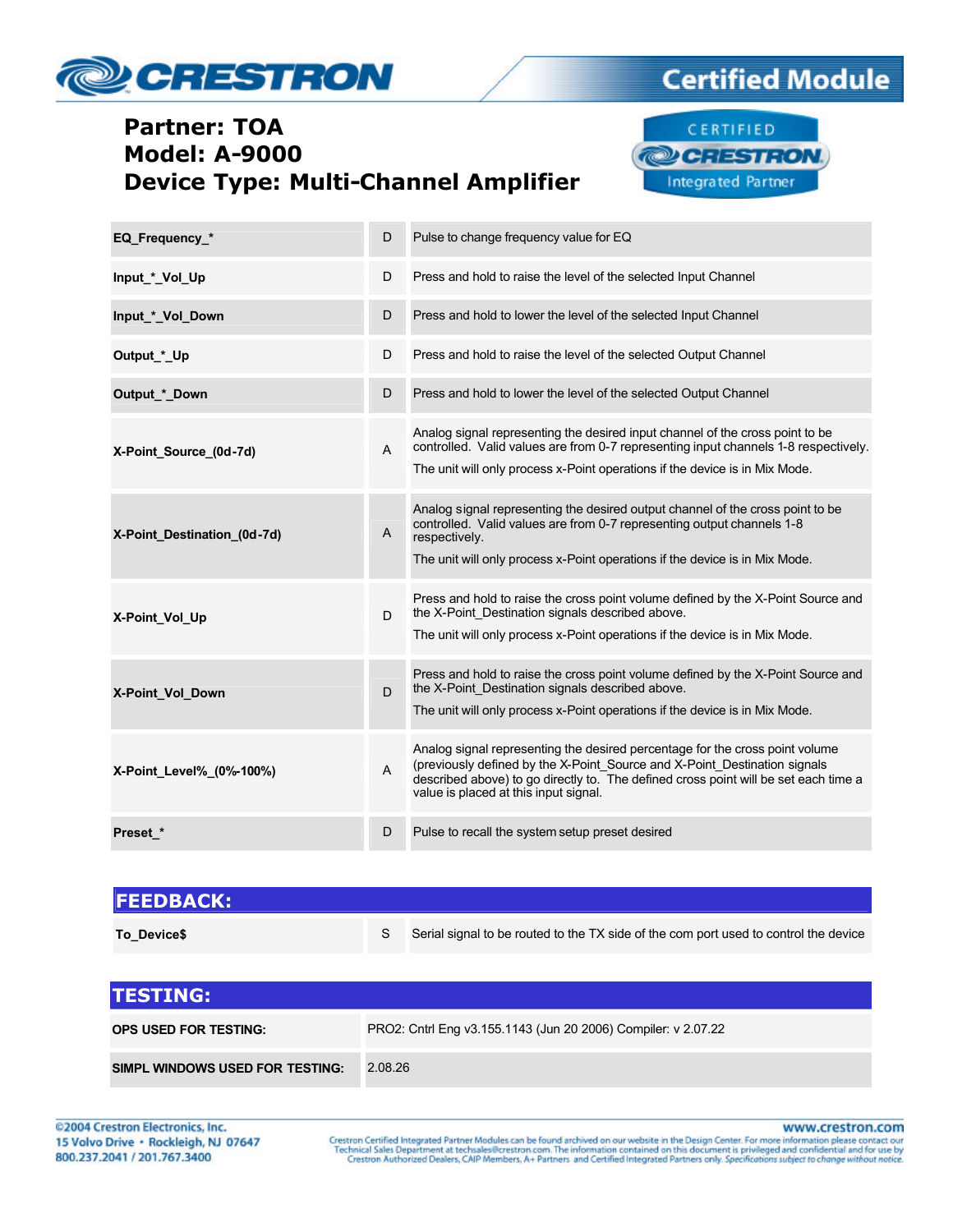# Partner: TOA
# Model: A-9000
# Device Type: Multi-Channel Amplifier

| | | |
|---|---|---|
| **EQ_Frequency_*** | D | Pulse to change frequency value for EQ |
| **Input_*_Vol_Up** | D | Press and hold to raise the level of the selected Input Channel |
| **Input_*_Vol_Down** | D | Press and hold to lower the level of the selected Input Channel |
| **Output_*_Up** | D | Press and hold to raise the level of the selected Output Channel |
| **Output_*_Down** | D | Press and hold to lower the level of the selected Output Channel |
| **X-Point_Source_(0d-7d)** | A | Analog signal representing the desired input channel of the cross point to be controlled. Valid values are from 0-7 representing input channels 1-8 respectively. The unit will only process x-Point operations if the device is in Mix Mode. |
| **X-Point_Destination_(0d-7d)** | A | Analog signal representing the desired output channel of the cross point to be controlled. Valid values are from 0-7 representing output channels 1-8 respectively. The unit will only process x-Point operations if the device is in Mix Mode. |
| **X-Point_Vol_Up** | D | Press and hold to raise the cross point volume defined by the X-Point Source and the X-Point_Destination signals described above. The unit will only process x-Point operations if the device is in Mix Mode. |
| **X-Point_Vol_Down** | D | Press and hold to raise the cross point volume defined by the X-Point Source and the X-Point_Destination signals described above. The unit will only process x-Point operations if the device is in Mix Mode. |
| **X-Point_Level%_(0%-100%)** | A | Analog signal representing the desired percentage for the cross point volume (previously defined by the X-Point_Source and X-Point_Destination signals described above) to go directly to. The defined cross point will be set each time a value is placed at this input signal. |
| **Preset_*** | D | Pulse to recall the system setup preset desired |

## FEEDBACK:

| | | |
|---|---|---|
| **To_Device$** | S | Serial signal to be routed to the TX side of the com port used to control the device |

## TESTING:

| | |
|---|---|
| **OPS USED FOR TESTING:** | PRO2: Cntrl Eng v3.155.1143 (Jun 20 2006) Compiler: v 2.07.22 |
| **SIMPL WINDOWS USED FOR TESTING:** | 2.08.26 |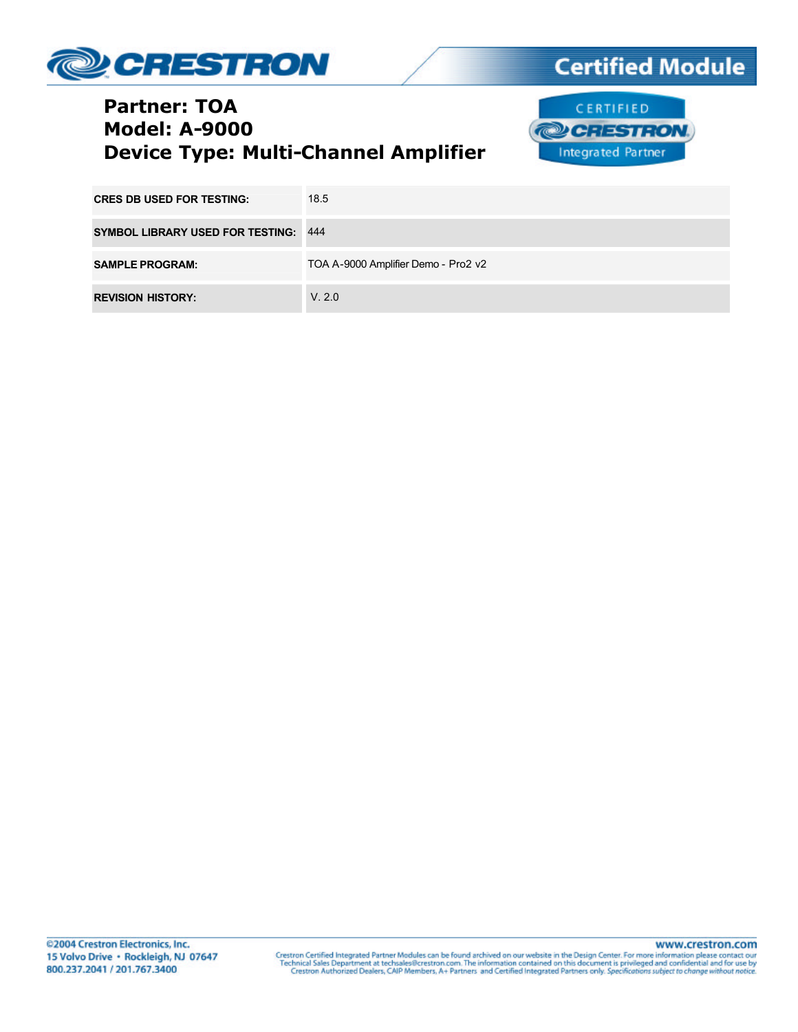**Partner: TOA**
**Model: A-9000**
**Device Type: Multi-Channel Amplifier**

| | |
|---|---|
| **CRES DB USED FOR TESTING:** | 18.5 |
| **SYMBOL LIBRARY USED FOR TESTING:** | 444 |
| **SAMPLE PROGRAM:** | TOA A-9000 Amplifier Demo - Pro2 v2 |
| **REVISION HISTORY:** | V. 2.0 |